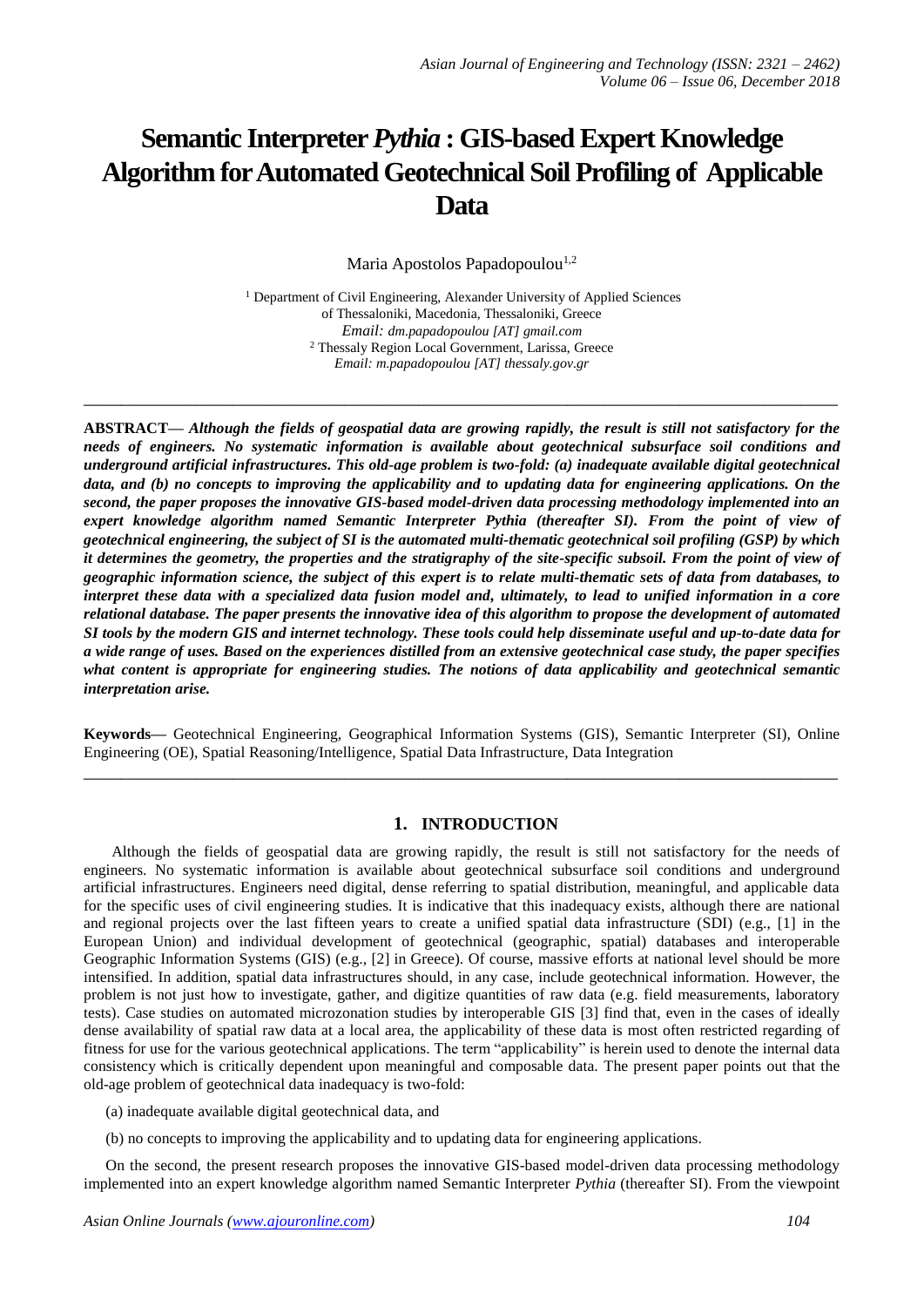# Semantic Interpreter *Pythia* : GIS-based Expert Knowledge Algorithm for Automated Geotechnical Soil Profiling of Applicable Data

Maria Apostolos Papadopoulou[1,2]

[1] Department of Civil Engineering, Alexander University of Applied Sciences of Thessaloniki, Macedonia, Thessaloniki, Greece
*Email: dm.papadopoulou [AT] gmail.com*
[2] Thessaly Region Local Government, Larissa, Greece
*Email: m.papadopoulou [AT] thessaly.gov.gr*

---

**ABSTRACT—** ***Although the fields of geospatial data are growing rapidly, the result is still not satisfactory for the needs of engineers. No systematic information is available about geotechnical subsurface soil conditions and underground artificial infrastructures. This old-age problem is two-fold: (a) inadequate available digital geotechnical data, and (b) no concepts to improving the applicability and to updating data for engineering applications. On the second, the paper proposes the innovative GIS-based model-driven data processing methodology implemented into an expert knowledge algorithm named Semantic Interpreter Pythia (thereafter SI). From the point of view of geotechnical engineering, the subject of SI is the automated multi-thematic geotechnical soil profiling (GSP) by which it determines the geometry, the properties and the stratigraphy of the site-specific subsoil. From the point of view of geographic information science, the subject of this expert is to relate multi-thematic sets of data from databases, to interpret these data with a specialized data fusion model and, ultimately, to lead to unified information in a core relational database. The paper presents the innovative idea of this algorithm to propose the development of automated SI tools by the modern GIS and internet technology. These tools could help disseminate useful and up-to-date data for a wide range of uses. Based on the experiences distilled from an extensive geotechnical case study, the paper specifies what content is appropriate for engineering studies. The notions of data applicability and geotechnical semantic interpretation arise.***

**Keywords—** Geotechnical Engineering, Geographical Information Systems (GIS), Semantic Interpreter (SI), Online Engineering (OE), Spatial Reasoning/Intelligence, Spatial Data Infrastructure, Data Integration

---

## 1. INTRODUCTION

Although the fields of geospatial data are growing rapidly, the result is still not satisfactory for the needs of engineers. No systematic information is available about geotechnical subsurface soil conditions and underground artificial infrastructures. Engineers need digital, dense referring to spatial distribution, meaningful, and applicable data for the specific uses of civil engineering studies. It is indicative that this inadequacy exists, although there are national and regional projects over the last fifteen years to create a unified spatial data infrastructure (SDI) (e.g., [1] in the European Union) and individual development of geotechnical (geographic, spatial) databases and interoperable Geographic Information Systems (GIS) (e.g., [2] in Greece). Of course, massive efforts at national level should be more intensified. In addition, spatial data infrastructures should, in any case, include geotechnical information. However, the problem is not just how to investigate, gather, and digitize quantities of raw data (e.g. field measurements, laboratory tests). Case studies on automated microzonation studies by interoperable GIS [3] find that, even in the cases of ideally dense availability of spatial raw data at a local area, the applicability of these data is most often restricted regarding of fitness for use for the various geotechnical applications. The term "applicability" is herein used to denote the internal data consistency which is critically dependent upon meaningful and composable data. The present paper points out that the old-age problem of geotechnical data inadequacy is two-fold:

(a) inadequate available digital geotechnical data, and

(b) no concepts to improving the applicability and to updating data for engineering applications.

On the second, the present research proposes the innovative GIS-based model-driven data processing methodology implemented into an expert knowledge algorithm named Semantic Interpreter *Pythia* (thereafter SI). From the viewpoint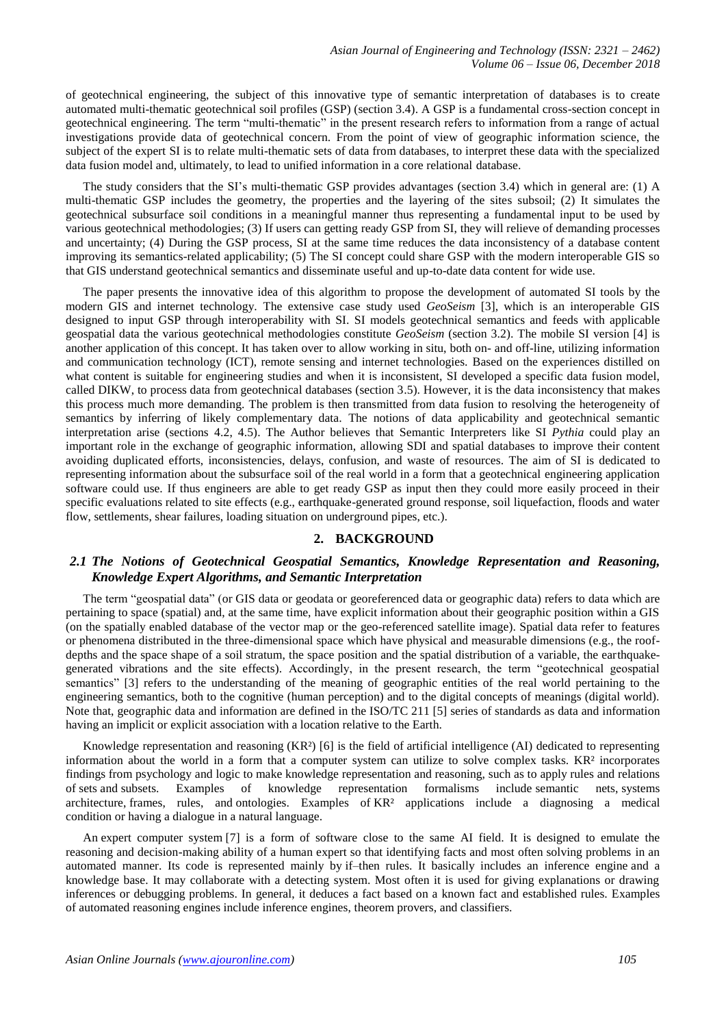of geotechnical engineering, the subject of this innovative type of semantic interpretation of databases is to create automated multi-thematic geotechnical soil profiles (GSP) (section 3.4). A GSP is a fundamental cross-section concept in geotechnical engineering. The term "multi-thematic" in the present research refers to information from a range of actual investigations provide data of geotechnical concern. From the point of view of geographic information science, the subject of the expert SI is to relate multi-thematic sets of data from databases, to interpret these data with the specialized data fusion model and, ultimately, to lead to unified information in a core relational database.

The study considers that the SI's multi-thematic GSP provides advantages (section 3.4) which in general are: (1) A multi-thematic GSP includes the geometry, the properties and the layering of the sites subsoil; (2) It simulates the geotechnical subsurface soil conditions in a meaningful manner thus representing a fundamental input to be used by various geotechnical methodologies; (3) If users can getting ready GSP from SI, they will relieve of demanding processes and uncertainty; (4) During the GSP process, SI at the same time reduces the data inconsistency of a database content improving its semantics-related applicability; (5) The SI concept could share GSP with the modern interoperable GIS so that GIS understand geotechnical semantics and disseminate useful and up-to-date data content for wide use.

The paper presents the innovative idea of this algorithm to propose the development of automated SI tools by the modern GIS and internet technology. The extensive case study used *GeoSeism* [3], which is an interoperable GIS designed to input GSP through interoperability with SI. SI models geotechnical semantics and feeds with applicable geospatial data the various geotechnical methodologies constitute *GeoSeism* (section 3.2). The mobile SI version [4] is another application of this concept. It has taken over to allow working in situ, both on- and off-line, utilizing information and communication technology (ICT), remote sensing and internet technologies. Based on the experiences distilled on what content is suitable for engineering studies and when it is inconsistent, SI developed a specific data fusion model, called DIKW, to process data from geotechnical databases (section 3.5). However, it is the data inconsistency that makes this process much more demanding. The problem is then transmitted from data fusion to resolving the heterogeneity of semantics by inferring of likely complementary data. The notions of data applicability and geotechnical semantic interpretation arise (sections 4.2, 4.5). The Author believes that Semantic Interpreters like SI *Pythia* could play an important role in the exchange of geographic information, allowing SDI and spatial databases to improve their content avoiding duplicated efforts, inconsistencies, delays, confusion, and waste of resources. The aim of SI is dedicated to representing information about the subsurface soil of the real world in a form that a geotechnical engineering application software could use. If thus engineers are able to get ready GSP as input then they could more easily proceed in their specific evaluations related to site effects (e.g., earthquake-generated ground response, soil liquefaction, floods and water flow, settlements, shear failures, loading situation on underground pipes, etc.).

## 2. BACKGROUND

### 2.1 The Notions of Geotechnical Geospatial Semantics, Knowledge Representation and Reasoning, Knowledge Expert Algorithms, and Semantic Interpretation

The term "geospatial data" (or GIS data or geodata or georeferenced data or geographic data) refers to data which are pertaining to space (spatial) and, at the same time, have explicit information about their geographic position within a GIS (on the spatially enabled database of the vector map or the geo-referenced satellite image). Spatial data refer to features or phenomena distributed in the three-dimensional space which have physical and measurable dimensions (e.g., the roof-depths and the space shape of a soil stratum, the space position and the spatial distribution of a variable, the earthquake-generated vibrations and the site effects). Accordingly, in the present research, the term "geotechnical geospatial semantics" [3] refers to the understanding of the meaning of geographic entities of the real world pertaining to the engineering semantics, both to the cognitive (human perception) and to the digital concepts of meanings (digital world). Note that, geographic data and information are defined in the ISO/TC 211 [5] series of standards as data and information having an implicit or explicit association with a location relative to the Earth.

Knowledge representation and reasoning ($KR^2$) [6] is the field of artificial intelligence (AI) dedicated to representing information about the world in a form that a computer system can utilize to solve complex tasks. $KR^2$ incorporates findings from psychology and logic to make knowledge representation and reasoning, such as to apply rules and relations of sets and subsets. Examples of knowledge representation formalisms include semantic nets, systems architecture, frames, rules, and ontologies. Examples of $KR^2$ applications include a diagnosing a medical condition or having a dialogue in a natural language.

An expert computer system [7] is a form of software close to the same AI field. It is designed to emulate the reasoning and decision-making ability of a human expert so that identifying facts and most often solving problems in an automated manner. Its code is represented mainly by if–then rules. It basically includes an inference engine and a knowledge base. It may collaborate with a detecting system. Most often it is used for giving explanations or drawing inferences or debugging problems. In general, it deduces a fact based on a known fact and established rules. Examples of automated reasoning engines include inference engines, theorem provers, and classifiers.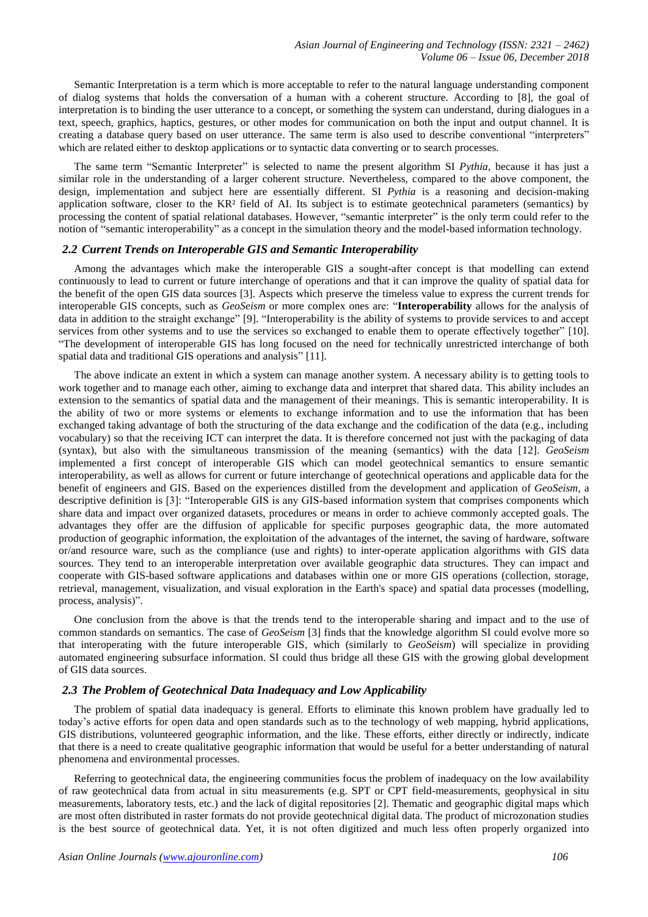Semantic Interpretation is a term which is more acceptable to refer to the natural language understanding component of dialog systems that holds the conversation of a human with a coherent structure. According to [8], the goal of interpretation is to binding the user utterance to a concept, or something the system can understand, during dialogues in a text, speech, graphics, haptics, gestures, or other modes for communication on both the input and output channel. It is creating a database query based on user utterance. The same term is also used to describe conventional "interpreters" which are related either to desktop applications or to syntactic data converting or to search processes.

The same term "Semantic Interpreter" is selected to name the present algorithm SI *Pythia*, because it has just a similar role in the understanding of a larger coherent structure. Nevertheless, compared to the above component, the design, implementation and subject here are essentially different. SI *Pythia* is a reasoning and decision-making application software, closer to the KR² field of AI. Its subject is to estimate geotechnical parameters (semantics) by processing the content of spatial relational databases. However, "semantic interpreter" is the only term could refer to the notion of "semantic interoperability" as a concept in the simulation theory and the model-based information technology.

### *2.2 Current Trends on Interoperable GIS and Semantic Interoperability*

Among the advantages which make the interoperable GIS a sought-after concept is that modelling can extend continuously to lead to current or future interchange of operations and that it can improve the quality of spatial data for the benefit of the open GIS data sources [3]. Aspects which preserve the timeless value to express the current trends for interoperable GIS concepts, such as *GeoSeism* or more complex ones are: "**Interoperability** allows for the analysis of data in addition to the straight exchange" [9]. "Interoperability is the ability of systems to provide services to and accept services from other systems and to use the services so exchanged to enable them to operate effectively together" [10]. "The development of interoperable GIS has long focused on the need for technically unrestricted interchange of both spatial data and traditional GIS operations and analysis" [11].

The above indicate an extent in which a system can manage another system. A necessary ability is to getting tools to work together and to manage each other, aiming to exchange data and interpret that shared data. This ability includes an extension to the semantics of spatial data and the management of their meanings. This is semantic interoperability. It is the ability of two or more systems or elements to exchange information and to use the information that has been exchanged taking advantage of both the structuring of the data exchange and the codification of the data (e.g., including vocabulary) so that the receiving ICT can interpret the data. It is therefore concerned not just with the packaging of data (syntax), but also with the simultaneous transmission of the meaning (semantics) with the data [12]. *GeoSeism* implemented a first concept of interoperable GIS which can model geotechnical semantics to ensure semantic interoperability, as well as allows for current or future interchange of geotechnical operations and applicable data for the benefit of engineers and GIS. Based on the experiences distilled from the development and application of *GeoSeism,* a descriptive definition is [3]: "Interoperable GIS is any GIS-based information system that comprises components which share data and impact over organized datasets, procedures or means in order to achieve commonly accepted goals. The advantages they offer are the diffusion of applicable for specific purposes geographic data, the more automated production of geographic information, the exploitation of the advantages of the internet, the saving of hardware, software or/and resource ware, such as the compliance (use and rights) to inter-operate application algorithms with GIS data sources. They tend to an interoperable interpretation over available geographic data structures. They can impact and cooperate with GIS-based software applications and databases within one or more GIS operations (collection, storage, retrieval, management, visualization, and visual exploration in the Earth's space) and spatial data processes (modelling, process, analysis)".

One conclusion from the above is that the trends tend to the interoperable sharing and impact and to the use of common standards on semantics. The case of *GeoSeism* [3] finds that the knowledge algorithm SI could evolve more so that interoperating with the future interoperable GIS, which (similarly to *GeoSeism*) will specialize in providing automated engineering subsurface information. SI could thus bridge all these GIS with the growing global development of GIS data sources.

### *2.3 The Problem of Geotechnical Data Inadequacy and Low Applicability*

The problem of spatial data inadequacy is general. Efforts to eliminate this known problem have gradually led to today's active efforts for open data and open standards such as to the technology of web mapping, hybrid applications, GIS distributions, volunteered geographic information, and the like. These efforts, either directly or indirectly, indicate that there is a need to create qualitative geographic information that would be useful for a better understanding of natural phenomena and environmental processes.

Referring to geotechnical data, the engineering communities focus the problem of inadequacy on the low availability of raw geotechnical data from actual in situ measurements (e.g. SPT or CPT field-measurements, geophysical in situ measurements, laboratory tests, etc.) and the lack of digital repositories [2]. Thematic and geographic digital maps which are most often distributed in raster formats do not provide geotechnical digital data. The product of microzonation studies is the best source of geotechnical data. Yet, it is not often digitized and much less often properly organized into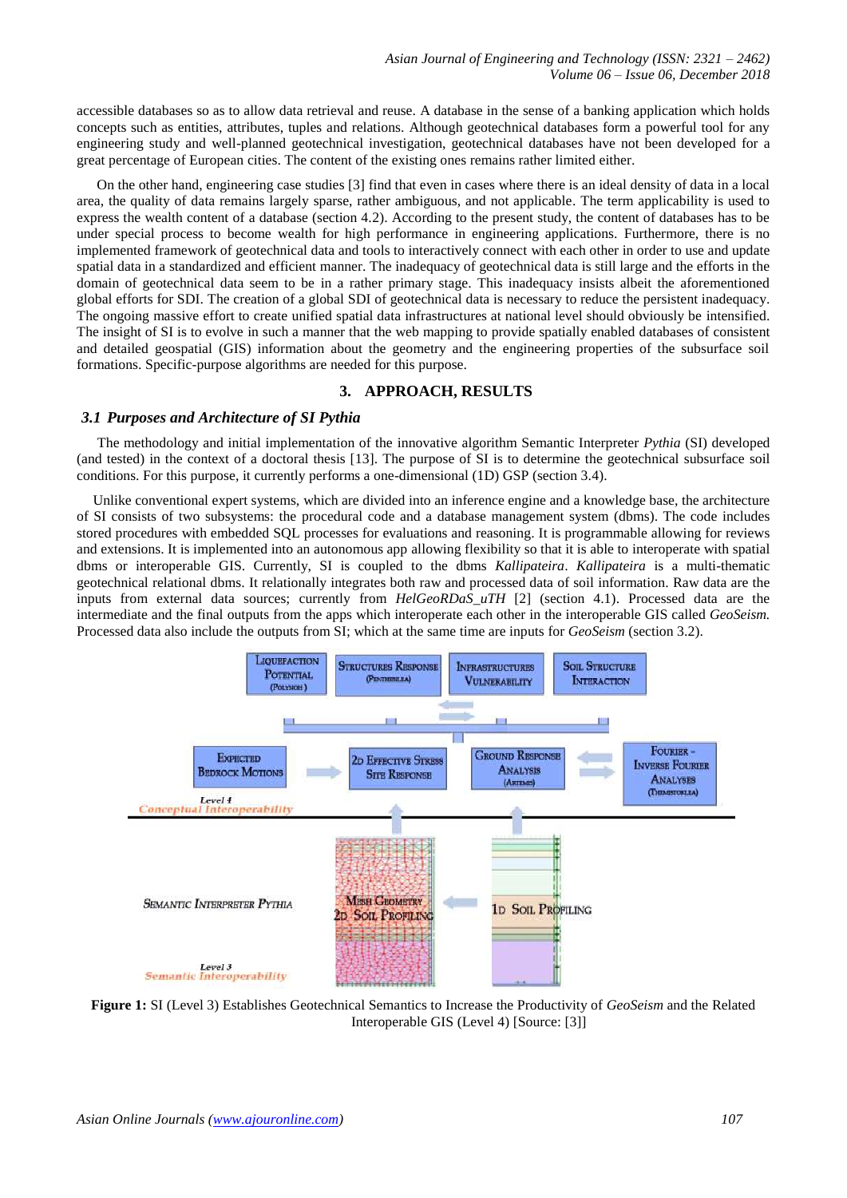accessible databases so as to allow data retrieval and reuse. A database in the sense of a banking application which holds concepts such as entities, attributes, tuples and relations. Although geotechnical databases form a powerful tool for any engineering study and well-planned geotechnical investigation, geotechnical databases have not been developed for a great percentage of European cities. The content of the existing ones remains rather limited either.

On the other hand, engineering case studies [3] find that even in cases where there is an ideal density of data in a local area, the quality of data remains largely sparse, rather ambiguous, and not applicable. The term applicability is used to express the wealth content of a database (section 4.2). According to the present study, the content of databases has to be under special process to become wealth for high performance in engineering applications. Furthermore, there is no implemented framework of geotechnical data and tools to interactively connect with each other in order to use and update spatial data in a standardized and efficient manner. The inadequacy of geotechnical data is still large and the efforts in the domain of geotechnical data seem to be in a rather primary stage. This inadequacy insists albeit the aforementioned global efforts for SDI. The creation of a global SDI of geotechnical data is necessary to reduce the persistent inadequacy. The ongoing massive effort to create unified spatial data infrastructures at national level should obviously be intensified. The insight of SI is to evolve in such a manner that the web mapping to provide spatially enabled databases of consistent and detailed geospatial (GIS) information about the geometry and the engineering properties of the subsurface soil formations. Specific-purpose algorithms are needed for this purpose.

## 3. APPROACH, RESULTS

### 3.1 Purposes and Architecture of SI Pythia

The methodology and initial implementation of the innovative algorithm Semantic Interpreter *Pythia* (SI) developed (and tested) in the context of a doctoral thesis [13]. The purpose of SI is to determine the geotechnical subsurface soil conditions. For this purpose, it currently performs a one-dimensional (1D) GSP (section 3.4).

Unlike conventional expert systems, which are divided into an inference engine and a knowledge base, the architecture of SI consists of two subsystems: the procedural code and a database management system (dbms). The code includes stored procedures with embedded SQL processes for evaluations and reasoning. It is programmable allowing for reviews and extensions. It is implemented into an autonomous app allowing flexibility so that it is able to interoperate with spatial dbms or interoperable GIS. Currently, SI is coupled to the dbms *Kallipateira*. *Kallipateira* is a multi-thematic geotechnical relational dbms. It relationally integrates both raw and processed data of soil information. Raw data are the inputs from external data sources; currently from *HelGeoRDaS_uTH* [2] (section 4.1). Processed data are the intermediate and the final outputs from the apps which interoperate each other in the interoperable GIS called *GeoSeism*. Processed data also include the outputs from SI; which at the same time are inputs for *GeoSeism* (section 3.2).

**Figure 1:** SI (Level 3) Establishes Geotechnical Semantics to Increase the Productivity of *GeoSeism* and the Related Interoperable GIS (Level 4) [Source: [3]]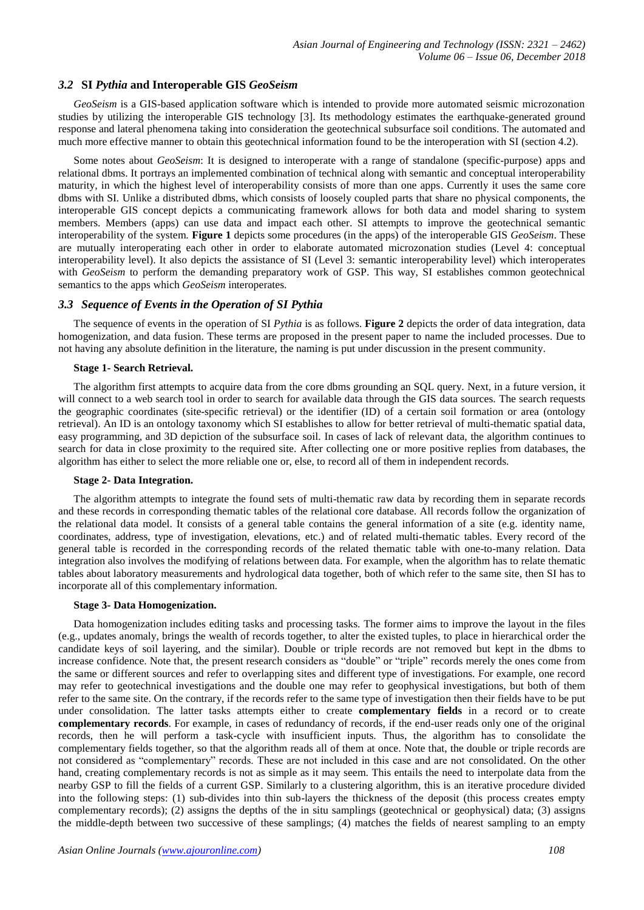### *3.2* SI *Pythia* and Interoperable GIS *GeoSeism*

*GeoSeism* is a GIS-based application software which is intended to provide more automated seismic microzonation studies by utilizing the interoperable GIS technology [3]. Its methodology estimates the earthquake-generated ground response and lateral phenomena taking into consideration the geotechnical subsurface soil conditions. The automated and much more effective manner to obtain this geotechnical information found to be the interoperation with SI (section 4.2).

Some notes about *GeoSeism*: It is designed to interoperate with a range of standalone (specific-purpose) apps and relational dbms. It portrays an implemented combination of technical along with semantic and conceptual interoperability maturity, in which the highest level of interoperability consists of more than one apps. Currently it uses the same core dbms with SI. Unlike a distributed dbms, which consists of loosely coupled parts that share no physical components, the interoperable GIS concept depicts a communicating framework allows for both data and model sharing to system members. Members (apps) can use data and impact each other. SI attempts to improve the geotechnical semantic interoperability of the system. **Figure 1** depicts some procedures (in the apps) of the interoperable GIS *GeoSeism*. These are mutually interoperating each other in order to elaborate automated microzonation studies (Level 4: conceptual interoperability level). It also depicts the assistance of SI (Level 3: semantic interoperability level) which interoperates with *GeoSeism* to perform the demanding preparatory work of GSP. This way, SI establishes common geotechnical semantics to the apps which *GeoSeism* interoperates.

### *3.3 Sequence of Events in the Operation of SI Pythia*

The sequence of events in the operation of SI *Pythia* is as follows. **Figure 2** depicts the order of data integration, data homogenization, and data fusion. These terms are proposed in the present paper to name the included processes. Due to not having any absolute definition in the literature, the naming is put under discussion in the present community.

#### Stage 1- Search Retrieval.

The algorithm first attempts to acquire data from the core dbms grounding an SQL query. Next, in a future version, it will connect to a web search tool in order to search for available data through the GIS data sources. The search requests the geographic coordinates (site-specific retrieval) or the identifier (ID) of a certain soil formation or area (ontology retrieval). An ID is an ontology taxonomy which SI establishes to allow for better retrieval of multi-thematic spatial data, easy programming, and 3D depiction of the subsurface soil. In cases of lack of relevant data, the algorithm continues to search for data in close proximity to the required site. After collecting one or more positive replies from databases, the algorithm has either to select the more reliable one or, else, to record all of them in independent records.

#### Stage 2- Data Integration.

The algorithm attempts to integrate the found sets of multi-thematic raw data by recording them in separate records and these records in corresponding thematic tables of the relational core database. All records follow the organization of the relational data model. It consists of a general table contains the general information of a site (e.g. identity name, coordinates, address, type of investigation, elevations, etc.) and of related multi-thematic tables. Every record of the general table is recorded in the corresponding records of the related thematic table with one-to-many relation. Data integration also involves the modifying of relations between data. For example, when the algorithm has to relate thematic tables about laboratory measurements and hydrological data together, both of which refer to the same site, then SI has to incorporate all of this complementary information.

#### Stage 3- Data Homogenization.

Data homogenization includes editing tasks and processing tasks. The former aims to improve the layout in the files (e.g., updates anomaly, brings the wealth of records together, to alter the existed tuples, to place in hierarchical order the candidate keys of soil layering, and the similar). Double or triple records are not removed but kept in the dbms to increase confidence. Note that, the present research considers as "double" or "triple" records merely the ones come from the same or different sources and refer to overlapping sites and different type of investigations. For example, one record may refer to geotechnical investigations and the double one may refer to geophysical investigations, but both of them refer to the same site. On the contrary, if the records refer to the same type of investigation then their fields have to be put under consolidation. The latter tasks attempts either to create **complementary fields** in a record or to create **complementary records**. For example, in cases of redundancy of records, if the end-user reads only one of the original records, then he will perform a task-cycle with insufficient inputs. Thus, the algorithm has to consolidate the complementary fields together, so that the algorithm reads all of them at once. Note that, the double or triple records are not considered as "complementary" records. These are not included in this case and are not consolidated. On the other hand, creating complementary records is not as simple as it may seem. This entails the need to interpolate data from the nearby GSP to fill the fields of a current GSP. Similarly to a clustering algorithm, this is an iterative procedure divided into the following steps: (1) sub-divides into thin sub-layers the thickness of the deposit (this process creates empty complementary records); (2) assigns the depths of the in situ samplings (geotechnical or geophysical) data; (3) assigns the middle-depth between two successive of these samplings; (4) matches the fields of nearest sampling to an empty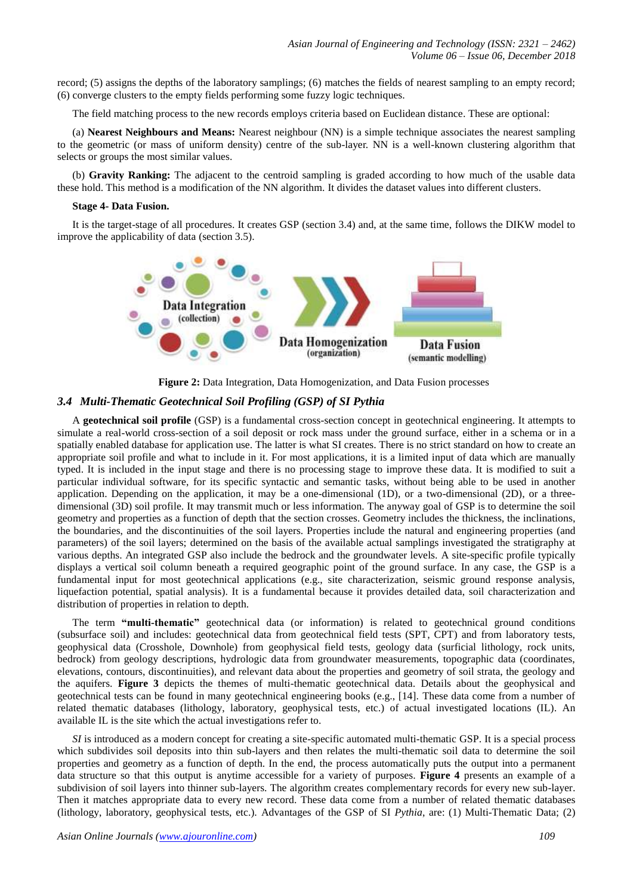record; (5) assigns the depths of the laboratory samplings; (6) matches the fields of nearest sampling to an empty record; (6) converge clusters to the empty fields performing some fuzzy logic techniques.

The field matching process to the new records employs criteria based on Euclidean distance. These are optional:

(a) **Nearest Neighbours and Means:** Nearest neighbour (NN) is a simple technique associates the nearest sampling to the geometric (or mass of uniform density) centre of the sub-layer. NN is a well-known clustering algorithm that selects or groups the most similar values.

(b) **Gravity Ranking:** The adjacent to the centroid sampling is graded according to how much of the usable data these hold. This method is a modification of the NN algorithm. It divides the dataset values into different clusters.

**Stage 4- Data Fusion.**

It is the target-stage of all procedures. It creates GSP (section 3.4) and, at the same time, follows the DIKW model to improve the applicability of data (section 3.5).

**Figure 2:** Data Integration, Data Homogenization, and Data Fusion processes

### 3.4 Multi-Thematic Geotechnical Soil Profiling (GSP) of SI *Pythia*

A **geotechnical soil profile** (GSP) is a fundamental cross-section concept in geotechnical engineering. It attempts to simulate a real-world cross-section of a soil deposit or rock mass under the ground surface, either in a schema or in a spatially enabled database for application use. The latter is what SI creates. There is no strict standard on how to create an appropriate soil profile and what to include in it. For most applications, it is a limited input of data which are manually typed. It is included in the input stage and there is no processing stage to improve these data. It is modified to suit a particular individual software, for its specific syntactic and semantic tasks, without being able to be used in another application. Depending on the application, it may be a one-dimensional (1D), or a two-dimensional (2D), or a three-dimensional (3D) soil profile. It may transmit much or less information. The anyway goal of GSP is to determine the soil geometry and properties as a function of depth that the section crosses. Geometry includes the thickness, the inclinations, the boundaries, and the discontinuities of the soil layers. Properties include the natural and engineering properties (and parameters) of the soil layers; determined on the basis of the available actual samplings investigated the stratigraphy at various depths. An integrated GSP also include the bedrock and the groundwater levels. A site-specific profile typically displays a vertical soil column beneath a required geographic point of the ground surface. In any case, the GSP is a fundamental input for most geotechnical applications (e.g., site characterization, seismic ground response analysis, liquefaction potential, spatial analysis). It is a fundamental because it provides detailed data, soil characterization and distribution of properties in relation to depth.

The term **"multi-thematic"** geotechnical data (or information) is related to geotechnical ground conditions (subsurface soil) and includes: geotechnical data from geotechnical field tests (SPT, CPT) and from laboratory tests, geophysical data (Crosshole, Downhole) from geophysical field tests, geology data (surficial lithology, rock units, bedrock) from geology descriptions, hydrologic data from groundwater measurements, topographic data (coordinates, elevations, contours, discontinuities), and relevant data about the properties and geometry of soil strata, the geology and the aquifers. **Figure 3** depicts the themes of multi-thematic geotechnical data. Details about the geophysical and geotechnical tests can be found in many geotechnical engineering books (e.g., [14]. These data come from a number of related thematic databases (lithology, laboratory, geophysical tests, etc.) of actual investigated locations (IL). An available IL is the site which the actual investigations refer to.

*SI* is introduced as a modern concept for creating a site-specific automated multi-thematic GSP. It is a special process which subdivides soil deposits into thin sub-layers and then relates the multi-thematic soil data to determine the soil properties and geometry as a function of depth. In the end, the process automatically puts the output into a permanent data structure so that this output is anytime accessible for a variety of purposes. **Figure 4** presents an example of a subdivision of soil layers into thinner sub-layers. The algorithm creates complementary records for every new sub-layer. Then it matches appropriate data to every new record. These data come from a number of related thematic databases (lithology, laboratory, geophysical tests, etc.). Advantages of the GSP of SI *Pythia*, are: (1) Multi-Thematic Data; (2)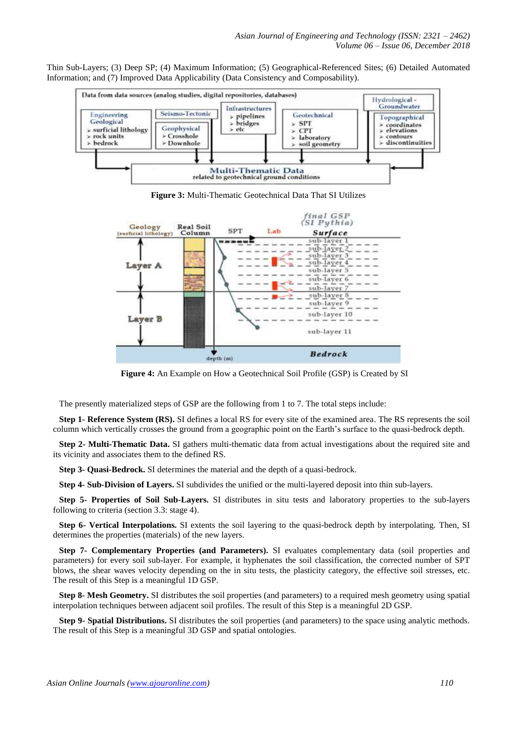Thin Sub-Layers; (3) Deep SP; (4) Maximum Information; (5) Geographical-Referenced Sites; (6) Detailed Automated Information; and (7) Improved Data Applicability (Data Consistency and Composability).

**Figure 3:** Multi-Thematic Geotechnical Data That SI Utilizes

**Figure 4:** An Example on How a Geotechnical Soil Profile (GSP) is Created by SI

The presently materialized steps of GSP are the following from 1 to 7. The total steps include:

**Step 1- Reference System (RS).** SI defines a local RS for every site of the examined area. The RS represents the soil column which vertically crosses the ground from a geographic point on the Earth's surface to the quasi-bedrock depth.

**Step 2- Multi-Thematic Data.** SI gathers multi-thematic data from actual investigations about the required site and its vicinity and associates them to the defined RS.

**Step 3- Quasi-Bedrock.** SI determines the material and the depth of a quasi-bedrock.

**Step 4- Sub-Division of Layers.** SI subdivides the unified or the multi-layered deposit into thin sub-layers.

**Step 5- Properties of Soil Sub-Layers.** SI distributes in situ tests and laboratory properties to the sub-layers following to criteria (section 3.3: stage 4).

**Step 6- Vertical Interpolations.** SI extents the soil layering to the quasi-bedrock depth by interpolating. Then, SI determines the properties (materials) of the new layers.

**Step 7- Complementary Properties (and Parameters).** SI evaluates complementary data (soil properties and parameters) for every soil sub-layer. For example, it hyphenates the soil classification, the corrected number of SPT blows, the shear waves velocity depending on the in situ tests, the plasticity category, the effective soil stresses, etc. The result of this Step is a meaningful 1D GSP.

**Step 8- Mesh Geometry.** SI distributes the soil properties (and parameters) to a required mesh geometry using spatial interpolation techniques between adjacent soil profiles. The result of this Step is a meaningful 2D GSP.

**Step 9- Spatial Distributions.** SI distributes the soil properties (and parameters) to the space using analytic methods. The result of this Step is a meaningful 3D GSP and spatial ontologies.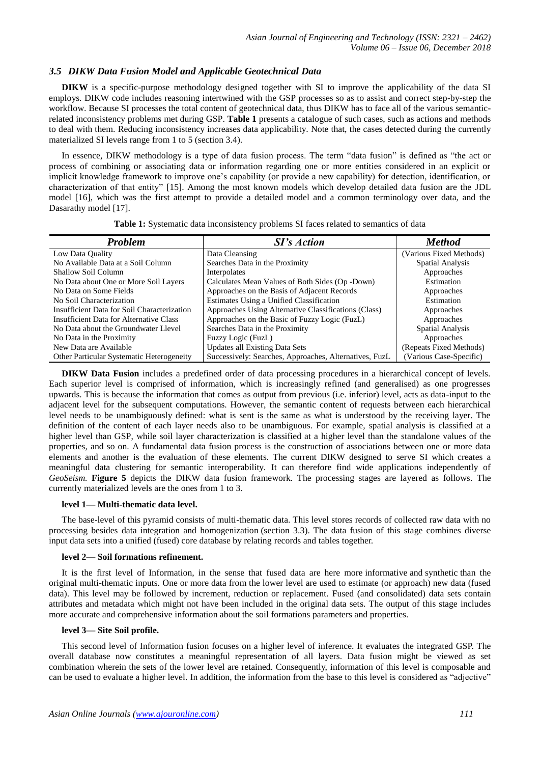### *3.5 DIKW Data Fusion Model and Applicable Geotechnical Data*

**DIKW** is a specific-purpose methodology designed together with SI to improve the applicability of the data SI employs. DIKW code includes reasoning intertwined with the GSP processes so as to assist and correct step-by-step the workflow. Because SI processes the total content of geotechnical data, thus DIKW has to face all of the various semantic-related inconsistency problems met during GSP. **Table 1** presents a catalogue of such cases, such as actions and methods to deal with them. Reducing inconsistency increases data applicability. Note that, the cases detected during the currently materialized SI levels range from 1 to 5 (section 3.4).

In essence, DIKW methodology is a type of data fusion process. The term "data fusion" is defined as "the act or process of combining or associating data or information regarding one or more entities considered in an explicit or implicit knowledge framework to improve one's capability (or provide a new capability) for detection, identification, or characterization of that entity" [15]. Among the most known models which develop detailed data fusion are the JDL model [16], which was the first attempt to provide a detailed model and a common terminology over data, and the Dasarathy model [17].

**Table 1:** Systematic data inconsistency problems SI faces related to semantics of data

| *Problem* | *SI's Action* | *Method* |
|---|---|---|
| Low Data Quality | Data Cleansing | (Various Fixed Methods) |
| No Available Data at a Soil Column | Searches Data in the Proximity | Spatial Analysis |
| Shallow Soil Column | Interpolates | Approaches |
| No Data about One or More Soil Layers | Calculates Mean Values of Both Sides (Op -Down) | Estimation |
| No Data on Some Fields | Approaches on the Basis of Adjacent Records | Approaches |
| No Soil Characterization | Estimates Using a Unified Classification | Estimation |
| Insufficient Data for Soil Characterization | Approaches Using Alternative Classifications (Class) | Approaches |
| Insufficient Data for Alternative Class | Approaches on the Basic of Fuzzy Logic (FuzL) | Approaches |
| No Data about the Groundwater Llevel | Searches Data in the Proximity | Spatial Analysis |
| No Data in the Proximity | Fuzzy Logic (FuzL) | Approaches |
| New Data are Available | Updates all Existing Data Sets | (Repeats Fixed Methods) |
| Other Particular Systematic Heterogeneity | Successively: Searches, Approaches, Alternatives, FuzL | (Various Case-Specific) |

**DIKW Data Fusion** includes a predefined order of data processing procedures in a hierarchical concept of levels. Each superior level is comprised of information, which is increasingly refined (and generalised) as one progresses upwards. This is because the information that comes as output from previous (i.e. inferior) level, acts as data-input to the adjacent level for the subsequent computations. However, the semantic content of requests between each hierarchical level needs to be unambiguously defined: what is sent is the same as what is understood by the receiving layer. The definition of the content of each layer needs also to be unambiguous. For example, spatial analysis is classified at a higher level than GSP, while soil layer characterization is classified at a higher level than the standalone values of the properties, and so on. A fundamental data fusion process is the construction of associations between one or more data elements and another is the evaluation of these elements. The current DIKW designed to serve SI which creates a meaningful data clustering for semantic interoperability. It can therefore find wide applications independently of *GeoSeism.* **Figure 5** depicts the DIKW data fusion framework. The processing stages are layered as follows. The currently materialized levels are the ones from 1 to 3.

**level 1— Multi-thematic data level.**

The base-level of this pyramid consists of multi-thematic data. This level stores records of collected raw data with no processing besides data integration and homogenization (section 3.3). The data fusion of this stage combines diverse input data sets into a unified (fused) core database by relating records and tables together.

**level 2— Soil formations refinement.**

It is the first level of Information, in the sense that fused data are here more informative and synthetic than the original multi-thematic inputs. One or more data from the lower level are used to estimate (or approach) new data (fused data). This level may be followed by increment, reduction or replacement. Fused (and consolidated) data sets contain attributes and metadata which might not have been included in the original data sets. The output of this stage includes more accurate and comprehensive information about the soil formations parameters and properties.

**level 3— Site Soil profile.**

This second level of Information fusion focuses on a higher level of inference. It evaluates the integrated GSP. The overall database now constitutes a meaningful representation of all layers. Data fusion might be viewed as set combination wherein the sets of the lower level are retained. Consequently, information of this level is composable and can be used to evaluate a higher level. In addition, the information from the base to this level is considered as "adjective"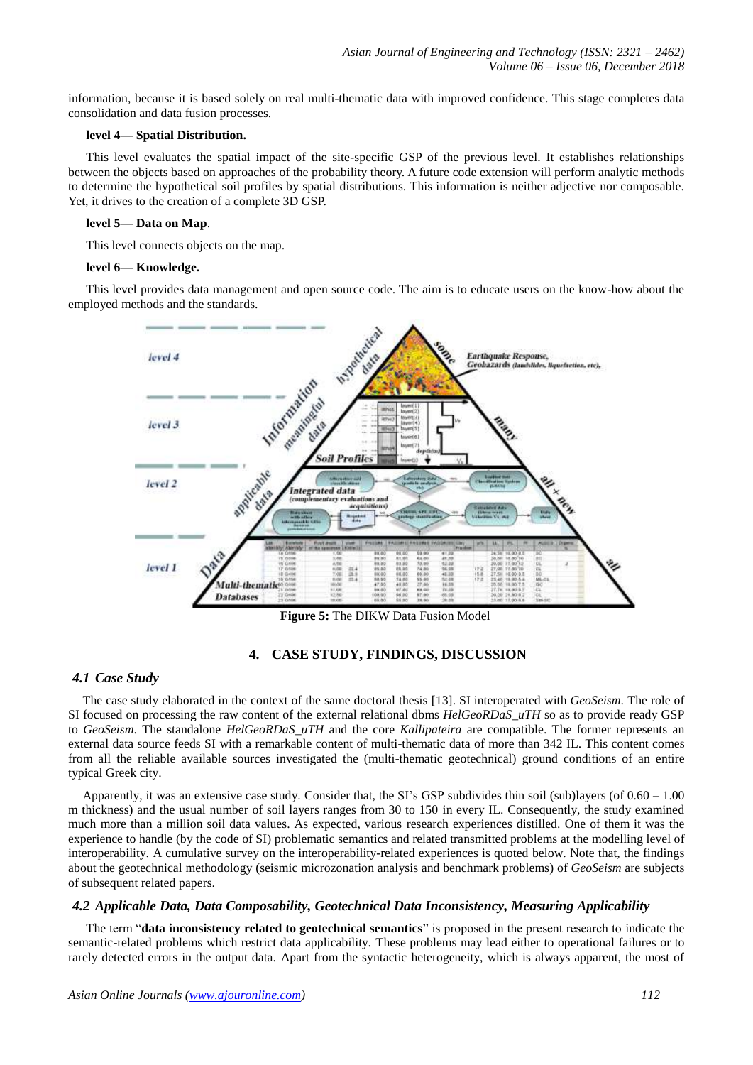information, because it is based solely on real multi-thematic data with improved confidence. This stage completes data consolidation and data fusion processes.

**level 4— Spatial Distribution.**

This level evaluates the spatial impact of the site-specific GSP of the previous level. It establishes relationships between the objects based on approaches of the probability theory. A future code extension will perform analytic methods to determine the hypothetical soil profiles by spatial distributions. This information is neither adjective nor composable. Yet, it drives to the creation of a complete 3D GSP.

**level 5— Data on Map**.

This level connects objects on the map.

**level 6— Knowledge.**

This level provides data management and open source code. The aim is to educate users on the know-how about the employed methods and the standards.

**Figure 5:** The DIKW Data Fusion Model

## 4. CASE STUDY, FINDINGS, DISCUSSION

### *4.1 Case Study*

The case study elaborated in the context of the same doctoral thesis [13]. SI interoperated with *GeoSeism*. The role of SI focused on processing the raw content of the external relational dbms *HelGeoRDaS_uTH* so as to provide ready GSP to *GeoSeism*. The standalone *HelGeoRDaS_uTH* and the core *Kallipateira* are compatible. The former represents an external data source feeds SI with a remarkable content of multi-thematic data of more than 342 IL. This content comes from all the reliable available sources investigated the (multi-thematic geotechnical) ground conditions of an entire typical Greek city.

Apparently, it was an extensive case study. Consider that, the SI's GSP subdivides thin soil (sub)layers (of 0.60 – 1.00 m thickness) and the usual number of soil layers ranges from 30 to 150 in every IL. Consequently, the study examined much more than a million soil data values. As expected, various research experiences distilled. One of them it was the experience to handle (by the code of SI) problematic semantics and related transmitted problems at the modelling level of interoperability. A cumulative survey on the interoperability-related experiences is quoted below. Note that, the findings about the geotechnical methodology (seismic microzonation analysis and benchmark problems) of *GeoSeism* are subjects of subsequent related papers.

### *4.2 Applicable Data, Data Composability, Geotechnical Data Inconsistency, Measuring Applicability*

The term "**data inconsistency related to geotechnical semantics**" is proposed in the present research to indicate the semantic-related problems which restrict data applicability. These problems may lead either to operational failures or to rarely detected errors in the output data. Apart from the syntactic heterogeneity, which is always apparent, the most of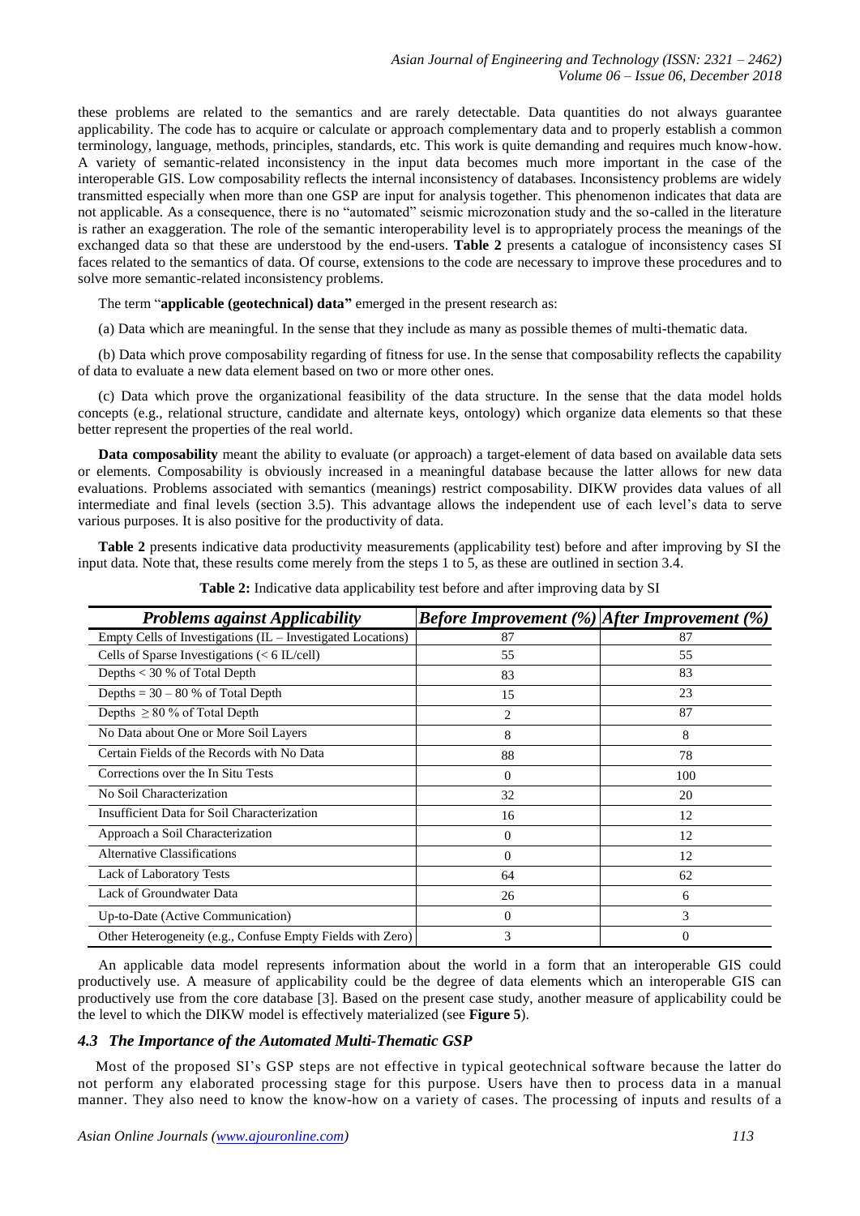these problems are related to the semantics and are rarely detectable. Data quantities do not always guarantee applicability. The code has to acquire or calculate or approach complementary data and to properly establish a common terminology, language, methods, principles, standards, etc. This work is quite demanding and requires much know-how. A variety of semantic-related inconsistency in the input data becomes much more important in the case of the interoperable GIS. Low composability reflects the internal inconsistency of databases. Inconsistency problems are widely transmitted especially when more than one GSP are input for analysis together. This phenomenon indicates that data are not applicable. As a consequence, there is no "automated" seismic microzonation study and the so-called in the literature is rather an exaggeration. The role of the semantic interoperability level is to appropriately process the meanings of the exchanged data so that these are understood by the end-users. **Table 2** presents a catalogue of inconsistency cases SI faces related to the semantics of data. Of course, extensions to the code are necessary to improve these procedures and to solve more semantic-related inconsistency problems.

The term "**applicable (geotechnical) data"** emerged in the present research as:

(a) Data which are meaningful. In the sense that they include as many as possible themes of multi-thematic data.

(b) Data which prove composability regarding of fitness for use. In the sense that composability reflects the capability of data to evaluate a new data element based on two or more other ones.

(c) Data which prove the organizational feasibility of the data structure. In the sense that the data model holds concepts (e.g., relational structure, candidate and alternate keys, ontology) which organize data elements so that these better represent the properties of the real world.

**Data composability** meant the ability to evaluate (or approach) a target-element of data based on available data sets or elements. Composability is obviously increased in a meaningful database because the latter allows for new data evaluations. Problems associated with semantics (meanings) restrict composability. DIKW provides data values of all intermediate and final levels (section 3.5). This advantage allows the independent use of each level's data to serve various purposes. It is also positive for the productivity of data.

**Table 2** presents indicative data productivity measurements (applicability test) before and after improving by SI the input data. Note that, these results come merely from the steps 1 to 5, as these are outlined in section 3.4.

**Table 2:** Indicative data applicability test before and after improving data by SI

| *Problems against Applicability* | *Before Improvement (%)* | *After Improvement (%)* |
|---|---|---|
| Empty Cells of Investigations (IL – Investigated Locations) | 87 | 87 |
| Cells of Sparse Investigations (< 6 IL/cell) | 55 | 55 |
| Depths < 30 % of Total Depth | 83 | 83 |
| Depths = 30 – 80 % of Total Depth | 15 | 23 |
| Depths ≥ 80 % of Total Depth | 2 | 87 |
| No Data about One or More Soil Layers | 8 | 8 |
| Certain Fields of the Records with No Data | 88 | 78 |
| Corrections over the In Situ Tests | 0 | 100 |
| No Soil Characterization | 32 | 20 |
| Insufficient Data for Soil Characterization | 16 | 12 |
| Approach a Soil Characterization | 0 | 12 |
| Alternative Classifications | 0 | 12 |
| Lack of Laboratory Tests | 64 | 62 |
| Lack of Groundwater Data | 26 | 6 |
| Up-to-Date (Active Communication) | 0 | 3 |
| Other Heterogeneity (e.g., Confuse Empty Fields with Zero) | 3 | 0 |

An applicable data model represents information about the world in a form that an interoperable GIS could productively use. A measure of applicability could be the degree of data elements which an interoperable GIS can productively use from the core database [3]. Based on the present case study, another measure of applicability could be the level to which the DIKW model is effectively materialized (see **Figure 5**).

### *4.3 The Importance of the Automated Multi-Thematic GSP*

Most of the proposed SI's GSP steps are not effective in typical geotechnical software because the latter do not perform any elaborated processing stage for this purpose. Users have then to process data in a manual manner. They also need to know the know-how on a variety of cases. The processing of inputs and results of a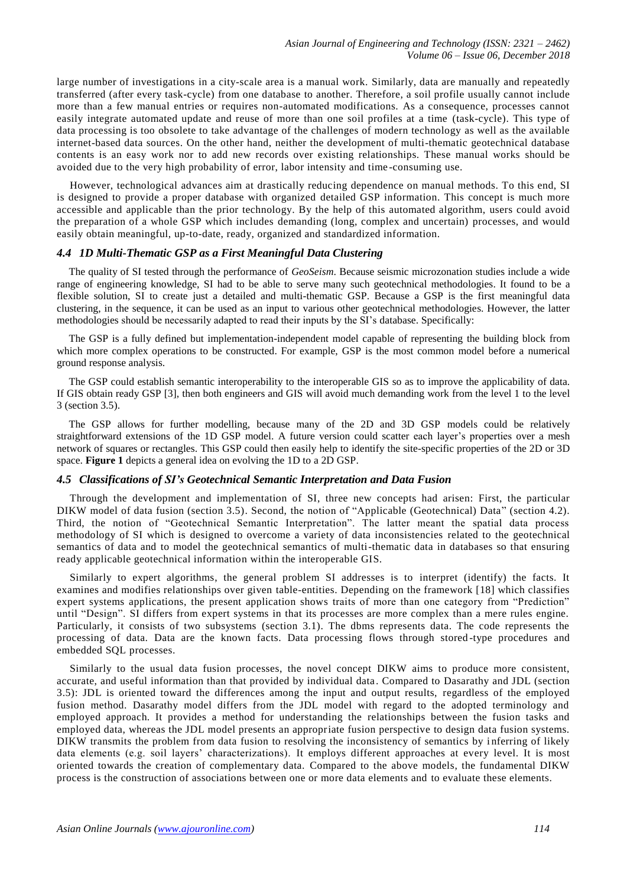large number of investigations in a city-scale area is a manual work. Similarly, data are manually and repeatedly transferred (after every task-cycle) from one database to another. Therefore, a soil profile usually cannot include more than a few manual entries or requires non-automated modifications. As a consequence, processes cannot easily integrate automated update and reuse of more than one soil profiles at a time (task-cycle). This type of data processing is too obsolete to take advantage of the challenges of modern technology as well as the available internet-based data sources. On the other hand, neither the development of multi-thematic geotechnical database contents is an easy work nor to add new records over existing relationships. These manual works should be avoided due to the very high probability of error, labor intensity and time-consuming use.

However, technological advances aim at drastically reducing dependence on manual methods. To this end, SI is designed to provide a proper database with organized detailed GSP information. This concept is much more accessible and applicable than the prior technology. By the help of this automated algorithm, users could avoid the preparation of a whole GSP which includes demanding (long, complex and uncertain) processes, and would easily obtain meaningful, up-to-date, ready, organized and standardized information.

### *4.4 1D Multi-Thematic GSP as a First Meaningful Data Clustering*

The quality of SI tested through the performance of *GeoSeism*. Because seismic microzonation studies include a wide range of engineering knowledge, SI had to be able to serve many such geotechnical methodologies. It found to be a flexible solution, SI to create just a detailed and multi-thematic GSP. Because a GSP is the first meaningful data clustering, in the sequence, it can be used as an input to various other geotechnical methodologies. However, the latter methodologies should be necessarily adapted to read their inputs by the SI's database. Specifically:

The GSP is a fully defined but implementation-independent model capable of representing the building block from which more complex operations to be constructed. For example, GSP is the most common model before a numerical ground response analysis.

The GSP could establish semantic interoperability to the interoperable GIS so as to improve the applicability of data. If GIS obtain ready GSP [3], then both engineers and GIS will avoid much demanding work from the level 1 to the level 3 (section 3.5).

The GSP allows for further modelling, because many of the 2D and 3D GSP models could be relatively straightforward extensions of the 1D GSP model. A future version could scatter each layer's properties over a mesh network of squares or rectangles. This GSP could then easily help to identify the site-specific properties of the 2D or 3D space. **Figure 1** depicts a general idea on evolving the 1D to a 2D GSP.

### *4.5 Classifications of SI's Geotechnical Semantic Interpretation and Data Fusion*

Through the development and implementation of SI, three new concepts had arisen: First, the particular DIKW model of data fusion (section 3.5). Second, the notion of "Applicable (Geotechnical) Data" (section 4.2). Third, the notion of "Geotechnical Semantic Interpretation". The latter meant the spatial data process methodology of SI which is designed to overcome a variety of data inconsistencies related to the geotechnical semantics of data and to model the geotechnical semantics of multi-thematic data in databases so that ensuring ready applicable geotechnical information within the interoperable GIS.

Similarly to expert algorithms, the general problem SI addresses is to interpret (identify) the facts. It examines and modifies relationships over given table-entities. Depending on the framework [18] which classifies expert systems applications, the present application shows traits of more than one category from "Prediction" until "Design". SI differs from expert systems in that its processes are more complex than a mere rules engine. Particularly, it consists of two subsystems (section 3.1). The dbms represents data. The code represents the processing of data. Data are the known facts. Data processing flows through stored-type procedures and embedded SQL processes.

Similarly to the usual data fusion processes, the novel concept DIKW aims to produce more consistent, accurate, and useful information than that provided by individual data. Compared to Dasarathy and JDL (section 3.5): JDL is oriented toward the differences among the input and output results, regardless of the employed fusion method. Dasarathy model differs from the JDL model with regard to the adopted terminology and employed approach. It provides a method for understanding the relationships between the fusion tasks and employed data, whereas the JDL model presents an appropriate fusion perspective to design data fusion systems. DIKW transmits the problem from data fusion to resolving the inconsistency of semantics by inferring of likely data elements (e.g. soil layers' characterizations). It employs different approaches at every level. It is most oriented towards the creation of complementary data. Compared to the above models, the fundamental DIKW process is the construction of associations between one or more data elements and to evaluate these elements.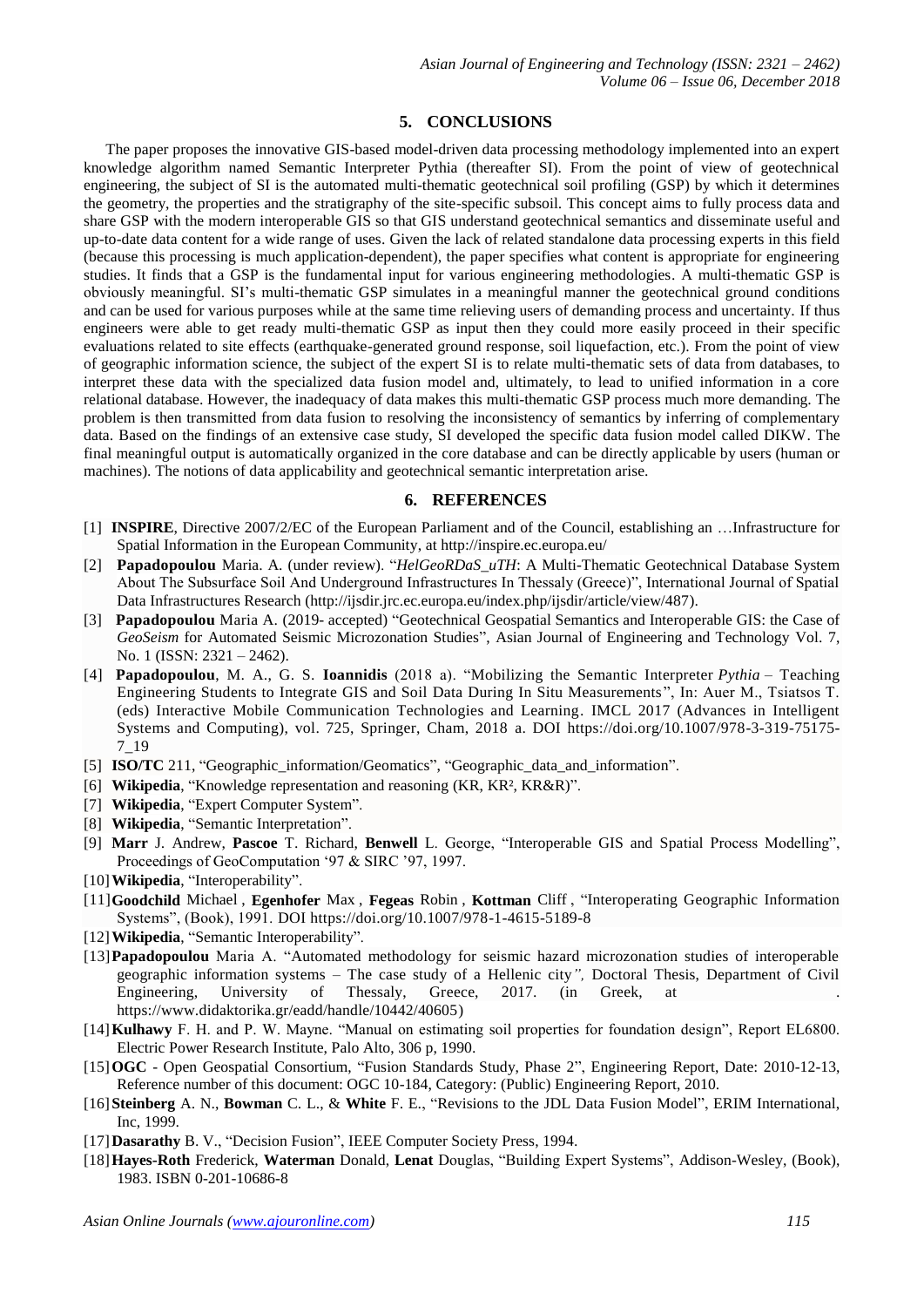## 5. CONCLUSIONS

The paper proposes the innovative GIS-based model-driven data processing methodology implemented into an expert knowledge algorithm named Semantic Interpreter Pythia (thereafter SI). From the point of view of geotechnical engineering, the subject of SI is the automated multi-thematic geotechnical soil profiling (GSP) by which it determines the geometry, the properties and the stratigraphy of the site-specific subsoil. This concept aims to fully process data and share GSP with the modern interoperable GIS so that GIS understand geotechnical semantics and disseminate useful and up-to-date data content for a wide range of uses. Given the lack of related standalone data processing experts in this field (because this processing is much application-dependent), the paper specifies what content is appropriate for engineering studies. It finds that a GSP is the fundamental input for various engineering methodologies. A multi-thematic GSP is obviously meaningful. SI's multi-thematic GSP simulates in a meaningful manner the geotechnical ground conditions and can be used for various purposes while at the same time relieving users of demanding process and uncertainty. If thus engineers were able to get ready multi-thematic GSP as input then they could more easily proceed in their specific evaluations related to site effects (earthquake-generated ground response, soil liquefaction, etc.). From the point of view of geographic information science, the subject of the expert SI is to relate multi-thematic sets of data from databases, to interpret these data with the specialized data fusion model and, ultimately, to lead to unified information in a core relational database. However, the inadequacy of data makes this multi-thematic GSP process much more demanding. The problem is then transmitted from data fusion to resolving the inconsistency of semantics by inferring of complementary data. Based on the findings of an extensive case study, SI developed the specific data fusion model called DIKW. The final meaningful output is automatically organized in the core database and can be directly applicable by users (human or machines). The notions of data applicability and geotechnical semantic interpretation arise.

## 6. REFERENCES

[1] **INSPIRE**, Directive 2007/2/EC of the European Parliament and of the Council, establishing an …Infrastructure for Spatial Information in the European Community, at http://inspire.ec.europa.eu/

[2] **Papadopoulou** Maria. A. (under review). "*HelGeoRDaS_uTH*: A Multi-Thematic Geotechnical Database System About The Subsurface Soil And Underground Infrastructures In Thessaly (Greece)", International Journal of Spatial Data Infrastructures Research (http://ijsdir.jrc.ec.europa.eu/index.php/ijsdir/article/view/487).

[3] **Papadopoulou** Maria A. (2019- accepted) "Geotechnical Geospatial Semantics and Interoperable GIS: the Case of *GeoSeism* for Automated Seismic Microzonation Studies", Asian Journal of Engineering and Technology Vol. 7, No. 1 (ISSN: 2321 – 2462).

[4] **Papadopoulou**, M. A., G. S. **Ioannidis** (2018 a). "Mobilizing the Semantic Interpreter *Pythia* – Teaching Engineering Students to Integrate GIS and Soil Data During In Situ Measurements", In: Auer M., Tsiatsos T. (eds) Interactive Mobile Communication Technologies and Learning. IMCL 2017 (Advances in Intelligent Systems and Computing), vol. 725, Springer, Cham, 2018 a. DOI https://doi.org/10.1007/978-3-319-75175-7_19

[5] **ISO/TC** 211, "Geographic_information/Geomatics", "Geographic_data_and_information".

[6] **Wikipedia**, "Knowledge representation and reasoning (KR, KR², KR&R)".

[7] **Wikipedia**, "Expert Computer System".

[8] **Wikipedia**, "Semantic Interpretation".

[9] **Marr** J. Andrew, **Pascoe** T. Richard, **Benwell** L. George, "Interoperable GIS and Spatial Process Modelling", Proceedings of GeoComputation '97 & SIRC '97, 1997.

[10] **Wikipedia**, "Interoperability".

[11] **Goodchild** Michael , **Egenhofer** Max , **Fegeas** Robin , **Kottman** Cliff , "Interoperating Geographic Information Systems", (Book), 1991. DOI https://doi.org/10.1007/978-1-4615-5189-8

[12] **Wikipedia**, "Semantic Interoperability".

[13] **Papadopoulou** Maria A. "Automated methodology for seismic hazard microzonation studies of interoperable geographic information systems – The case study of a Hellenic city*",* Doctoral Thesis, Department of Civil Engineering, University of Thessaly, Greece, 2017. (in Greek, at . https://www.didaktorika.gr/eadd/handle/10442/40605)

[14] **Kulhawy** F. H. and P. W. Mayne. "Manual on estimating soil properties for foundation design", Report EL6800. Electric Power Research Institute, Palo Alto, 306 p, 1990.

[15] **OGC** - Open Geospatial Consortium, "Fusion Standards Study, Phase 2", Engineering Report, Date: 2010-12-13, Reference number of this document: OGC 10-184, Category: (Public) Engineering Report, 2010.

[16] **Steinberg** A. N., **Bowman** C. L., & **White** F. E., "Revisions to the JDL Data Fusion Model", ERIM International, Inc, 1999.

[17] **Dasarathy** B. V., "Decision Fusion", IEEE Computer Society Press, 1994.

[18] **Hayes-Roth** Frederick, **Waterman** Donald, **Lenat** Douglas, "Building Expert Systems", Addison-Wesley, (Book), 1983. ISBN 0-201-10686-8